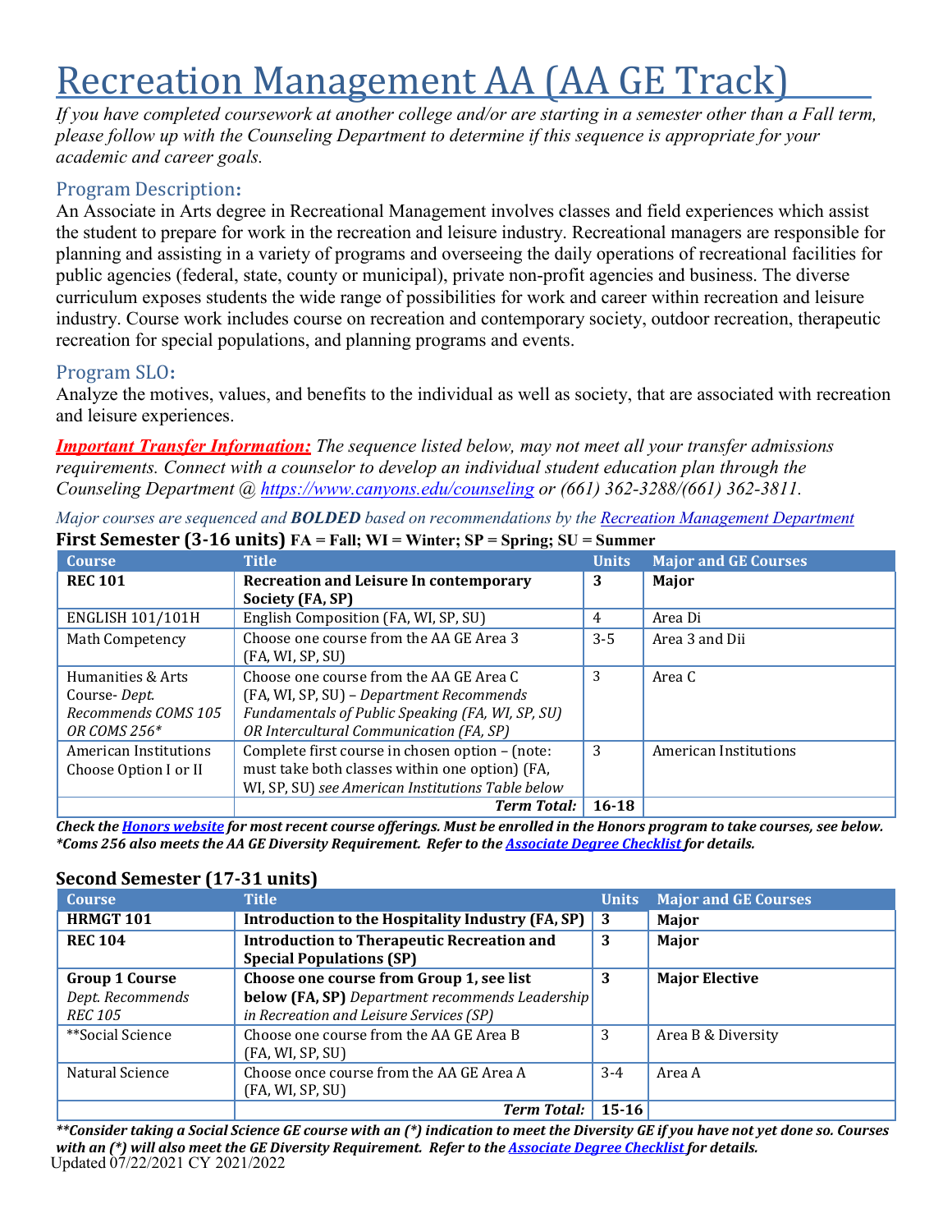# Recreation Management AA (AA GE Track)

*If you have completed coursework at another college and/or are starting in a semester other than a Fall term, please follow up with the Counseling Department to determine if this sequence is appropriate for your academic and career goals.*

## Program Description:

An Associate in Arts degree in Recreational Management involves classes and field experiences which assist the student to prepare for work in the recreation and leisure industry. Recreational managers are responsible for planning and assisting in a variety of programs and overseeing the daily operations of recreational facilities for public agencies (federal, state, county or municipal), private non-profit agencies and business. The diverse curriculum exposes students the wide range of possibilities for work and career within recreation and leisure industry. Course work includes course on recreation and contemporary society, outdoor recreation, therapeutic recreation for special populations, and planning programs and events.

## Program SLO:

Analyze the motives, values, and benefits to the individual as well as society, that are associated with recreation and leisure experiences.

***Important Transfer Information:*** *The sequence listed below, may not meet all your transfer admissions requirements. Connect with a counselor to develop an individual student education plan through the Counseling Department @ https://www.canyons.edu/counseling or (661) 362-3288/(661) 362-3811.*

*Major courses are sequenced and **BOLDED** based on recommendations by the Recreation Management Department*

### First Semester (3-16 units) FA = Fall; WI = Winter; SP = Spring; SU = Summer

| Course | Title | Units | Major and GE Courses |
|---|---|---|---|
| **REC 101** | **Recreation and Leisure In contemporary Society (FA, SP)** | **3** | **Major** |
| ENGLISH 101/101H | English Composition (FA, WI, SP, SU) | 4 | Area Di |
| Math Competency | Choose one course from the AA GE Area 3 (FA, WI, SP, SU) | 3-5 | Area 3 and Dii |
| Humanities & Arts Course- *Dept. Recommends COMS 105 OR COMS 256** | Choose one course from the AA GE Area C (FA, WI, SP, SU) – *Department Recommends Fundamentals of Public Speaking (FA, WI, SP, SU) OR Intercultural Communication (FA, SP)* | 3 | Area C |
| American Institutions Choose Option I or II | Complete first course in chosen option – (note: must take both classes within one option) (FA, WI, SP, SU) *see American Institutions Table below* | 3 | American Institutions |
| | ***Term Total:*** | **16-18** | |

***Check the Honors website for most recent course offerings. Must be enrolled in the Honors program to take courses, see below.***
***\*Coms 256 also meets the AA GE Diversity Requirement. Refer to the Associate Degree Checklist for details.***

### Second Semester (17-31 units)

| Course | Title | Units | Major and GE Courses |
|---|---|---|---|
| **HRMGT 101** | **Introduction to the Hospitality Industry (FA, SP)** | **3** | **Major** |
| **REC 104** | **Introduction to Therapeutic Recreation and Special Populations (SP)** | **3** | **Major** |
| **Group 1 Course** *Dept. Recommends REC 105* | **Choose one course from Group 1, see list below (FA, SP)** *Department recommends Leadership in Recreation and Leisure Services (SP)* | **3** | **Major Elective** |
| **Social Science | Choose one course from the AA GE Area B (FA, WI, SP, SU) | 3 | Area B & Diversity |
| Natural Science | Choose once course from the AA GE Area A (FA, WI, SP, SU) | 3-4 | Area A |
| | ***Term Total:*** | **15-16** | |

***\*\*Consider taking a Social Science GE course with an (\*) indication to meet the Diversity GE if you have not yet done so. Courses with an (\*) will also meet the GE Diversity Requirement. Refer to the Associate Degree Checklist for details.***

Updated 07/22/2021 CY 2021/2022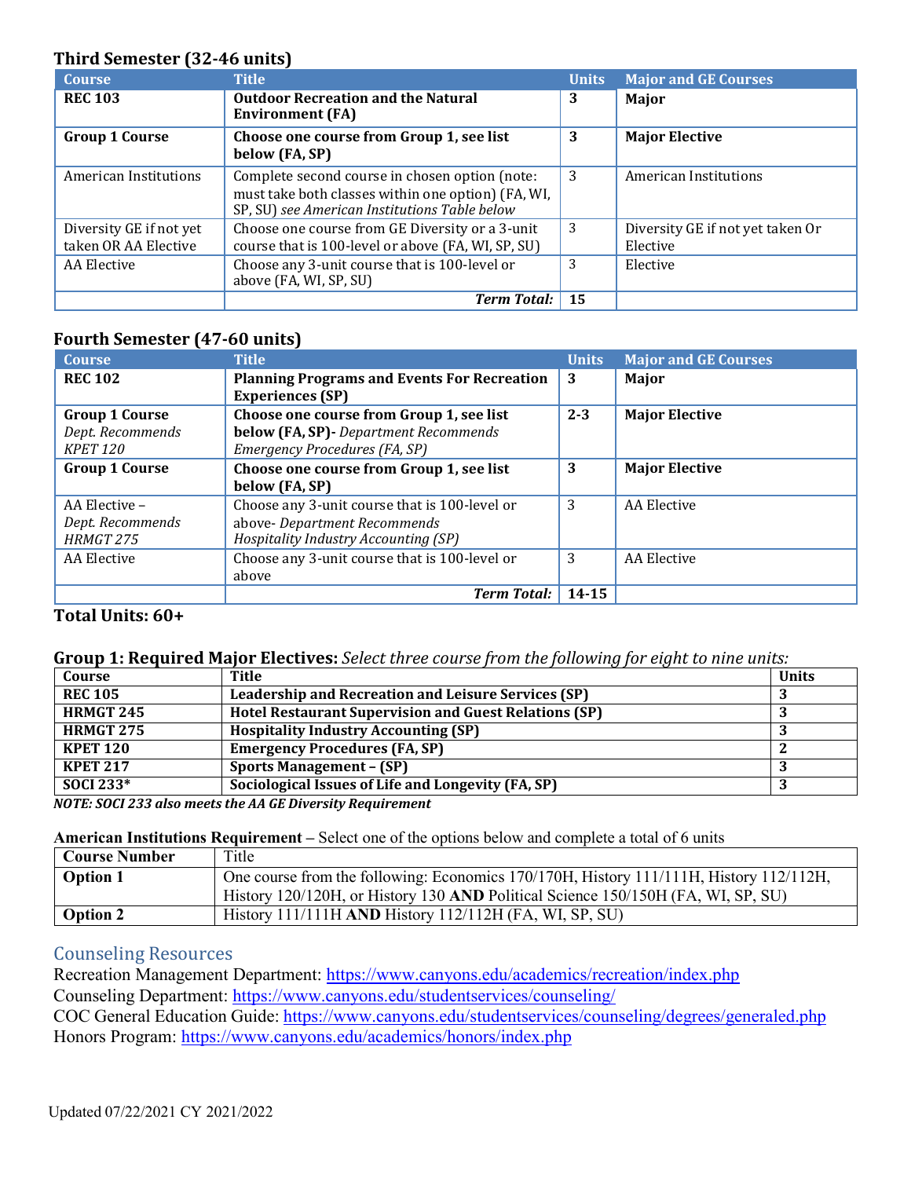### Third Semester (32-46 units)

| Course | Title | Units | Major and GE Courses |
|---|---|---|---|
| **REC 103** | **Outdoor Recreation and the Natural Environment (FA)** | **3** | **Major** |
| **Group 1 Course** | **Choose one course from Group 1, see list below (FA, SP)** | **3** | **Major Elective** |
| American Institutions | Complete second course in chosen option (note: must take both classes within one option) (FA, WI, SP, SU) *see American Institutions Table below* | 3 | American Institutions |
| Diversity GE if not yet taken OR AA Elective | Choose one course from GE Diversity or a 3-unit course that is 100-level or above (FA, WI, SP, SU) | 3 | Diversity GE if not yet taken Or Elective |
| AA Elective | Choose any 3-unit course that is 100-level or above (FA, WI, SP, SU) | 3 | Elective |
| | ***Term Total:*** | **15** | |

### Fourth Semester (47-60 units)

| Course | Title | Units | Major and GE Courses |
|---|---|---|---|
| **REC 102** | **Planning Programs and Events For Recreation Experiences (SP)** | **3** | **Major** |
| **Group 1 Course** *Dept. Recommends KPET 120* | **Choose one course from Group 1, see list below (FA, SP)-** *Department Recommends Emergency Procedures (FA, SP)* | **2-3** | **Major Elective** |
| **Group 1 Course** | **Choose one course from Group 1, see list below (FA, SP)** | **3** | **Major Elective** |
| AA Elective – *Dept. Recommends HRMGT 275* | Choose any 3-unit course that is 100-level or above- *Department Recommends Hospitality Industry Accounting (SP)* | 3 | AA Elective |
| AA Elective | Choose any 3-unit course that is 100-level or above | 3 | AA Elective |
| | ***Term Total:*** | **14-15** | |

**Total Units: 60+**

**Group 1: Required Major Electives:** *Select three course from the following for eight to nine units:*

| Course | Title | Units |
|---|---|---|
| **REC 105** | **Leadership and Recreation and Leisure Services (SP)** | **3** |
| **HRMGT 245** | **Hotel Restaurant Supervision and Guest Relations (SP)** | **3** |
| **HRMGT 275** | **Hospitality Industry Accounting (SP)** | **3** |
| **KPET 120** | **Emergency Procedures (FA, SP)** | **2** |
| **KPET 217** | **Sports Management – (SP)** | **3** |
| **SOCI 233*** | **Sociological Issues of Life and Longevity (FA, SP)** | **3** |

***NOTE: SOCI 233 also meets the AA GE Diversity Requirement***

**American Institutions Requirement** – Select one of the options below and complete a total of 6 units

| Course Number | Title |
|---|---|
| **Option 1** | One course from the following: Economics 170/170H, History 111/111H, History 112/112H, History 120/120H, or History 130 **AND** Political Science 150/150H (FA, WI, SP, SU) |
| **Option 2** | History 111/111H **AND** History 112/112H (FA, WI, SP, SU) |

## Counseling Resources

Recreation Management Department: https://www.canyons.edu/academics/recreation/index.php
Counseling Department: https://www.canyons.edu/studentservices/counseling/
COC General Education Guide: https://www.canyons.edu/studentservices/counseling/degrees/generaled.php
Honors Program: https://www.canyons.edu/academics/honors/index.php

Updated 07/22/2021 CY 2021/2022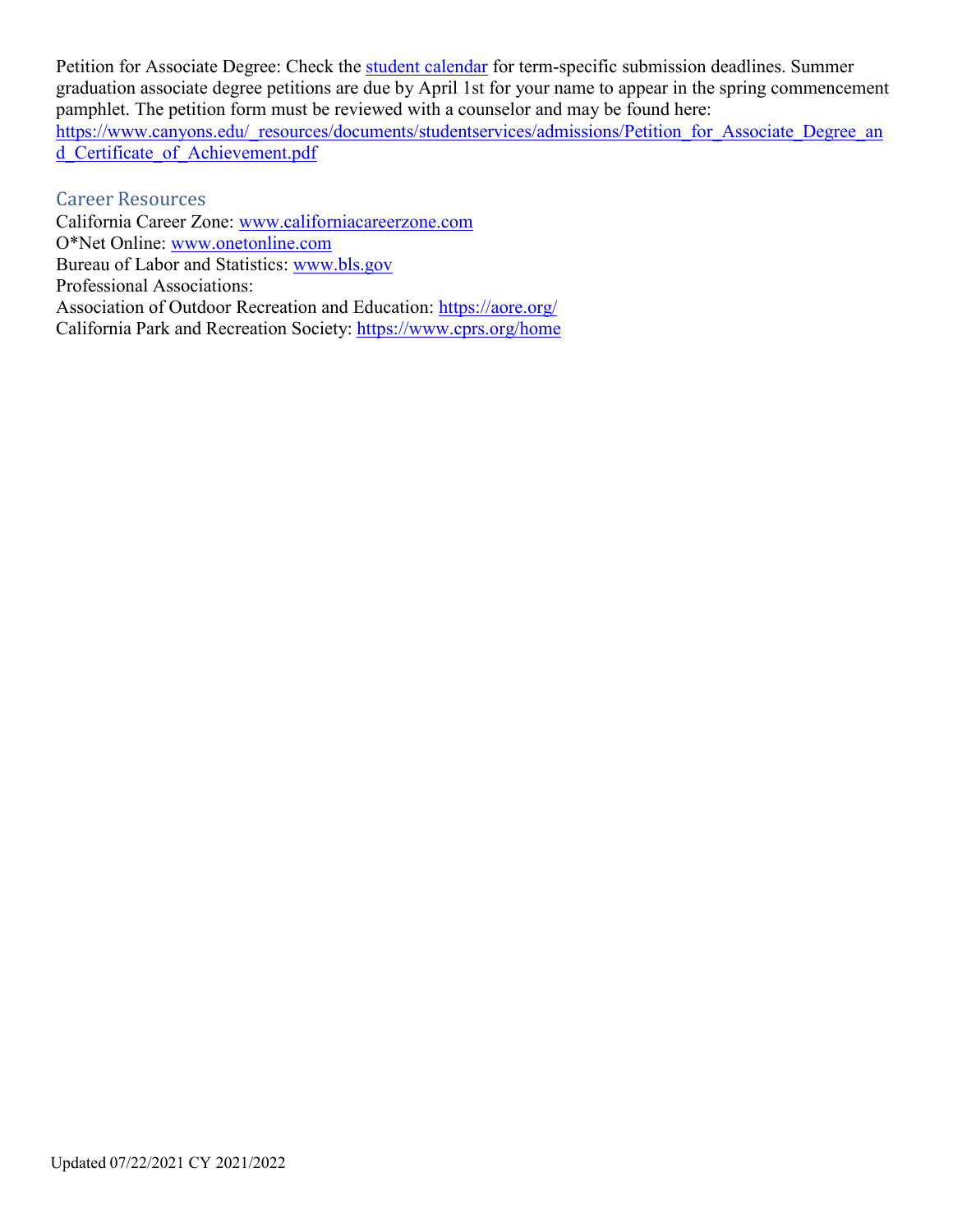Petition for Associate Degree: Check the student calendar for term-specific submission deadlines. Summer graduation associate degree petitions are due by April 1st for your name to appear in the spring commencement pamphlet. The petition form must be reviewed with a counselor and may be found here: https://www.canyons.edu/_resources/documents/studentservices/admissions/Petition_for_Associate_Degree_and_Certificate_of_Achievement.pdf

## Career Resources

California Career Zone: www.californiacareerzone.com
O*Net Online: www.onetonline.com
Bureau of Labor and Statistics: www.bls.gov
Professional Associations:
Association of Outdoor Recreation and Education: https://aore.org/
California Park and Recreation Society: https://www.cprs.org/home

Updated 07/22/2021 CY 2021/2022